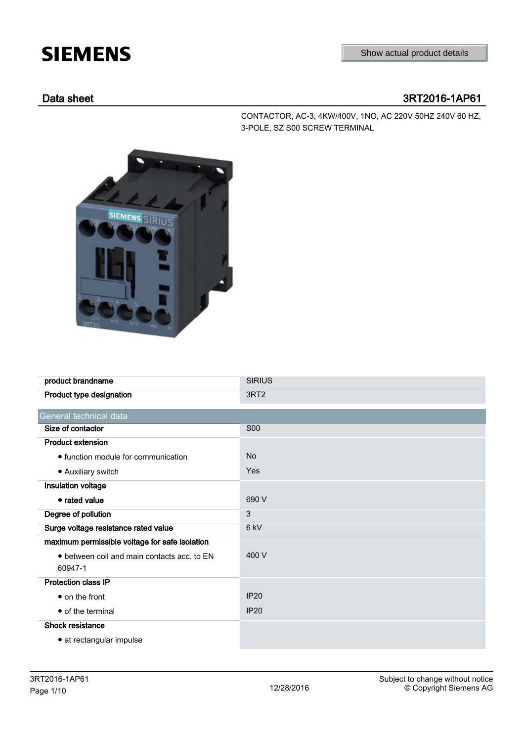# SIEMENS

Show actual product details

## Data sheet 3RT2016-1AP61

CONTACTOR, AC-3, 4KW/400V, 1NO, AC 220V 50HZ 240V 60 HZ, 3-POLE, SZ S00 SCREW TERMINAL

| | |
|---|---|
| **product brandname** | SIRIUS |
| **Product type designation** | 3RT2 |

| General technical data | |
|---|---|
| **Size of contactor** | S00 |
| **Product extension** | |
| • function module for communication | No |
| • Auxiliary switch | Yes |
| **Insulation voltage** | |
| • **rated value** | 690 V |
| **Degree of pollution** | 3 |
| **Surge voltage resistance rated value** | 6 kV |
| **maximum permissible voltage for safe isolation** | |
| • between coil and main contacts acc. to EN 60947-1 | 400 V |
| **Protection class IP** | |
| • on the front | IP20 |
| • of the terminal | IP20 |
| **Shock resistance** | |
| • at rectangular impulse | |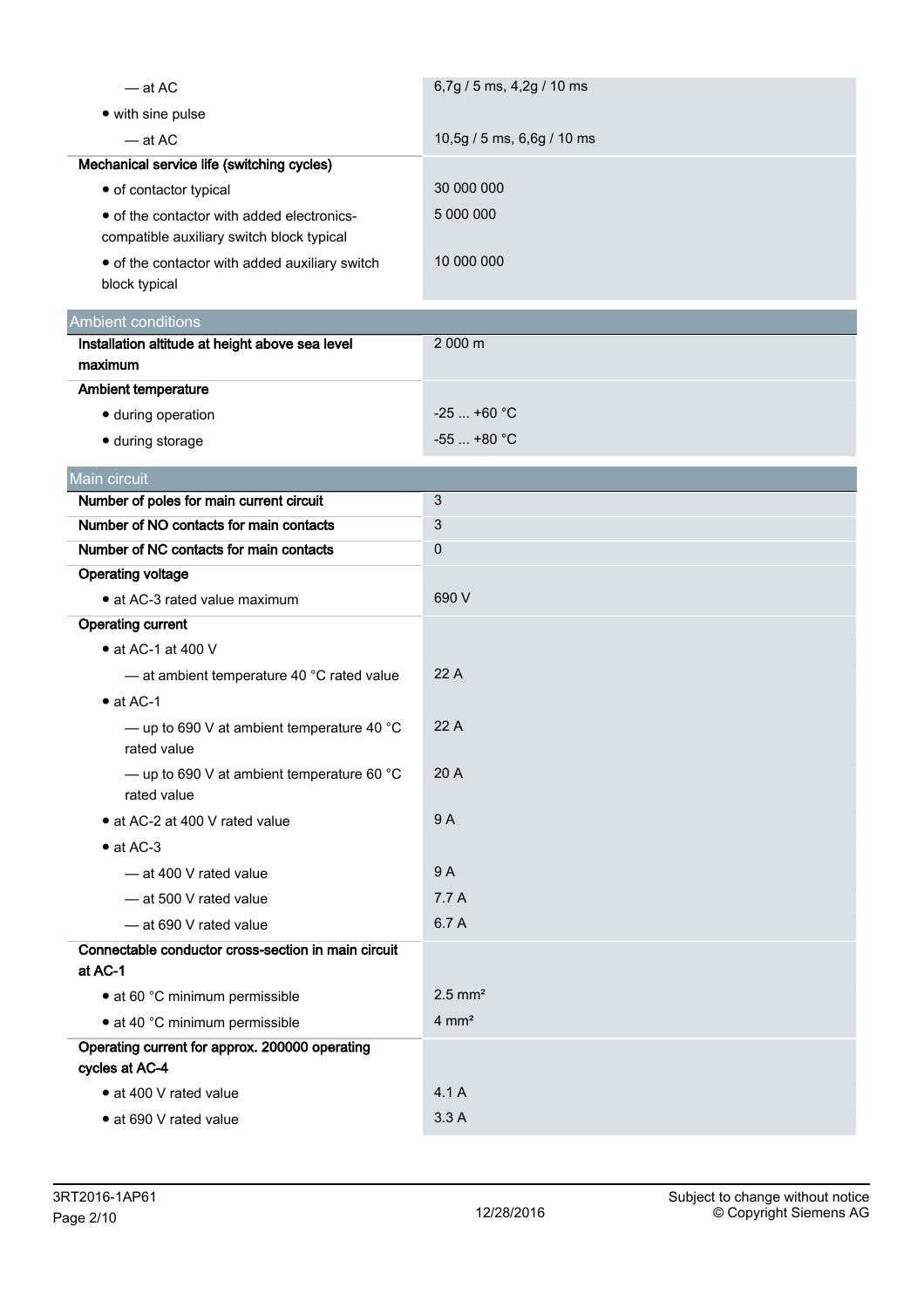| | |
|---|---|
| — at AC | 6,7g / 5 ms, 4,2g / 10 ms |
| • with sine pulse | |
| — at AC | 10,5g / 5 ms, 6,6g / 10 ms |
| **Mechanical service life (switching cycles)** | |
| • of contactor typical | 30 000 000 |
| • of the contactor with added electronics-compatible auxiliary switch block typical | 5 000 000 |
| • of the contactor with added auxiliary switch block typical | 10 000 000 |

## Ambient conditions

| | |
|---|---|
| **Installation altitude at height above sea level maximum** | 2 000 m |
| **Ambient temperature** | |
| • during operation | -25 ... +60 °C |
| • during storage | -55 ... +80 °C |

## Main circuit

| | |
|---|---|
| **Number of poles for main current circuit** | 3 |
| **Number of NO contacts for main contacts** | 3 |
| **Number of NC contacts for main contacts** | 0 |
| **Operating voltage** | |
| • at AC-3 rated value maximum | 690 V |
| **Operating current** | |
| • at AC-1 at 400 V | |
| — at ambient temperature 40 °C rated value | 22 A |
| • at AC-1 | |
| — up to 690 V at ambient temperature 40 °C rated value | 22 A |
| — up to 690 V at ambient temperature 60 °C rated value | 20 A |
| • at AC-2 at 400 V rated value | 9 A |
| • at AC-3 | |
| — at 400 V rated value | 9 A |
| — at 500 V rated value | 7.7 A |
| — at 690 V rated value | 6.7 A |
| **Connectable conductor cross-section in main circuit at AC-1** | |
| • at 60 °C minimum permissible | 2.5 mm² |
| • at 40 °C minimum permissible | 4 mm² |
| **Operating current for approx. 200000 operating cycles at AC-4** | |
| • at 400 V rated value | 4.1 A |
| • at 690 V rated value | 3.3 A |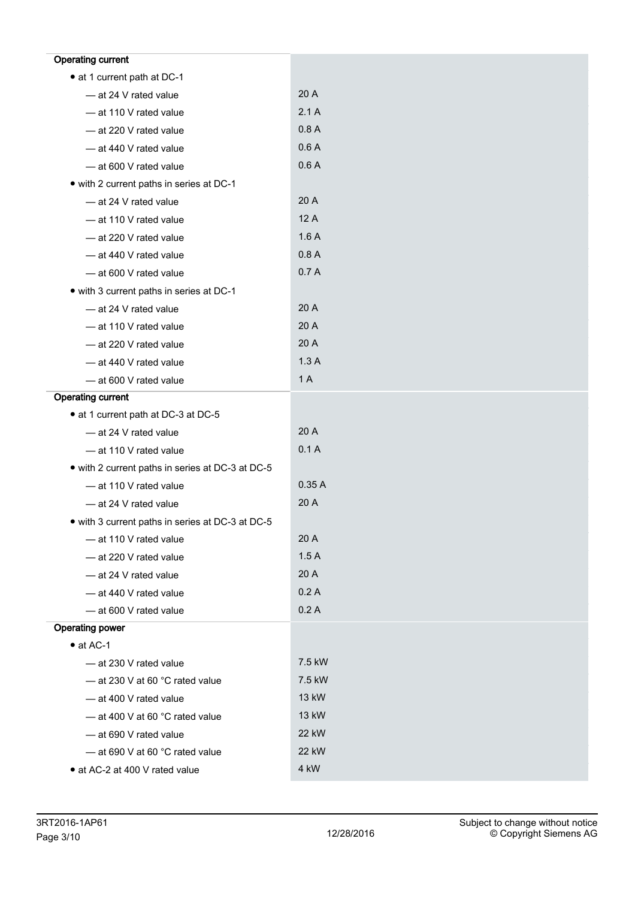| | |
|---|---|
| **Operating current** | |
| • at 1 current path at DC-1 | |
| — at 24 V rated value | 20 A |
| — at 110 V rated value | 2.1 A |
| — at 220 V rated value | 0.8 A |
| — at 440 V rated value | 0.6 A |
| — at 600 V rated value | 0.6 A |
| • with 2 current paths in series at DC-1 | |
| — at 24 V rated value | 20 A |
| — at 110 V rated value | 12 A |
| — at 220 V rated value | 1.6 A |
| — at 440 V rated value | 0.8 A |
| — at 600 V rated value | 0.7 A |
| • with 3 current paths in series at DC-1 | |
| — at 24 V rated value | 20 A |
| — at 110 V rated value | 20 A |
| — at 220 V rated value | 20 A |
| — at 440 V rated value | 1.3 A |
| — at 600 V rated value | 1 A |
| **Operating current** | |
| • at 1 current path at DC-3 at DC-5 | |
| — at 24 V rated value | 20 A |
| — at 110 V rated value | 0.1 A |
| • with 2 current paths in series at DC-3 at DC-5 | |
| — at 110 V rated value | 0.35 A |
| — at 24 V rated value | 20 A |
| • with 3 current paths in series at DC-3 at DC-5 | |
| — at 110 V rated value | 20 A |
| — at 220 V rated value | 1.5 A |
| — at 24 V rated value | 20 A |
| — at 440 V rated value | 0.2 A |
| — at 600 V rated value | 0.2 A |
| **Operating power** | |
| • at AC-1 | |
| — at 230 V rated value | 7.5 kW |
| — at 230 V at 60 °C rated value | 7.5 kW |
| — at 400 V rated value | 13 kW |
| — at 400 V at 60 °C rated value | 13 kW |
| — at 690 V rated value | 22 kW |
| — at 690 V at 60 °C rated value | 22 kW |
| • at AC-2 at 400 V rated value | 4 kW |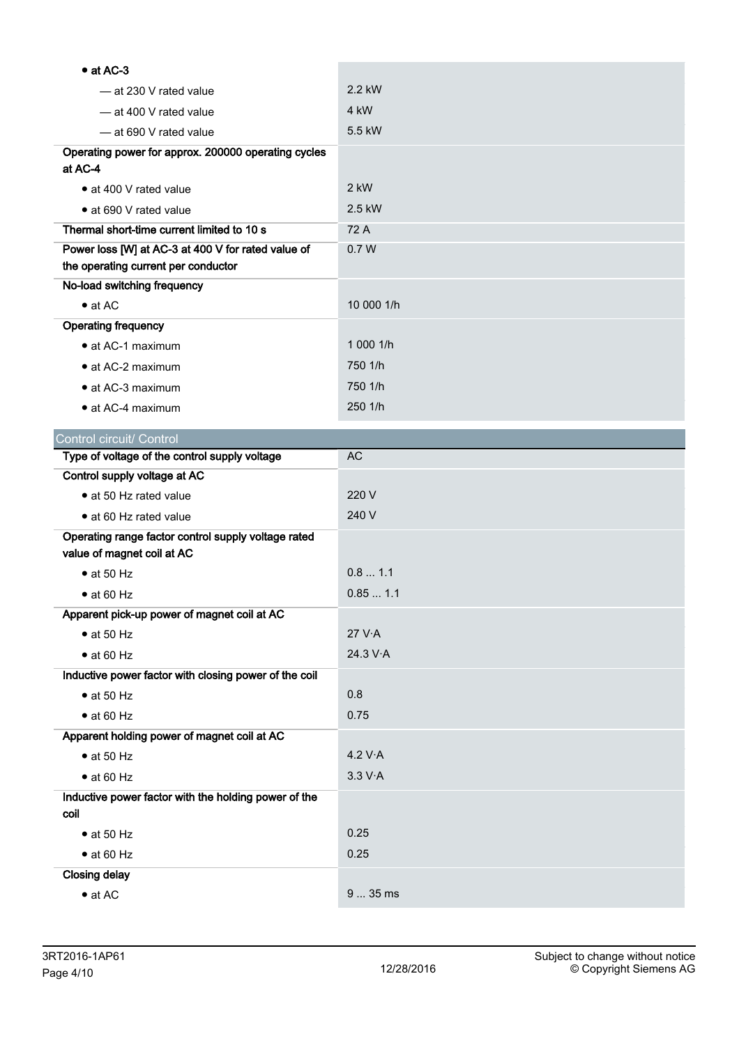| | |
|---|---|
| • at AC-3 | |
| — at 230 V rated value | 2.2 kW |
| — at 400 V rated value | 4 kW |
| — at 690 V rated value | 5.5 kW |
| **Operating power for approx. 200000 operating cycles at AC-4** | |
| • at 400 V rated value | 2 kW |
| • at 690 V rated value | 2.5 kW |
| **Thermal short-time current limited to 10 s** | 72 A |
| **Power loss [W] at AC-3 at 400 V for rated value of the operating current per conductor** | 0.7 W |
| **No-load switching frequency** | |
| • at AC | 10 000 1/h |
| **Operating frequency** | |
| • at AC-1 maximum | 1 000 1/h |
| • at AC-2 maximum | 750 1/h |
| • at AC-3 maximum | 750 1/h |
| • at AC-4 maximum | 250 1/h |

## Control circuit/ Control

| | |
|---|---|
| **Type of voltage of the control supply voltage** | AC |
| **Control supply voltage at AC** | |
| • at 50 Hz rated value | 220 V |
| • at 60 Hz rated value | 240 V |
| **Operating range factor control supply voltage rated value of magnet coil at AC** | |
| • at 50 Hz | 0.8 ... 1.1 |
| • at 60 Hz | 0.85 ... 1.1 |
| **Apparent pick-up power of magnet coil at AC** | |
| • at 50 Hz | 27 V·A |
| • at 60 Hz | 24.3 V·A |
| **Inductive power factor with closing power of the coil** | |
| • at 50 Hz | 0.8 |
| • at 60 Hz | 0.75 |
| **Apparent holding power of magnet coil at AC** | |
| • at 50 Hz | 4.2 V·A |
| • at 60 Hz | 3.3 V·A |
| **Inductive power factor with the holding power of the coil** | |
| • at 50 Hz | 0.25 |
| • at 60 Hz | 0.25 |
| **Closing delay** | |
| • at AC | 9 ... 35 ms |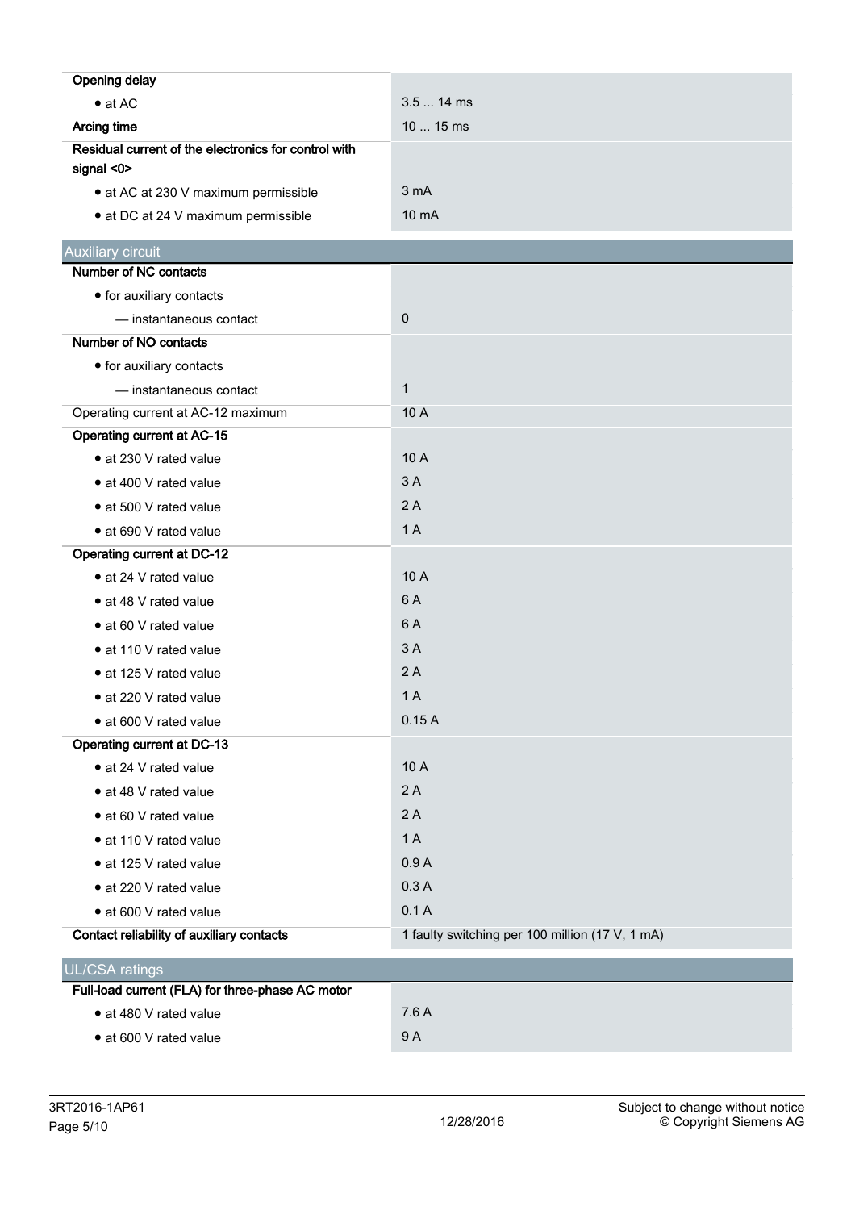| | |
|---|---|
| **Opening delay** | |
| • at AC | 3.5 ... 14 ms |
| **Arcing time** | 10 ... 15 ms |
| **Residual current of the electronics for control with signal <0>** | |
| • at AC at 230 V maximum permissible | 3 mA |
| • at DC at 24 V maximum permissible | 10 mA |

## Auxiliary circuit

| | |
|---|---|
| **Number of NC contacts** | |
| • for auxiliary contacts | |
| — instantaneous contact | 0 |
| **Number of NO contacts** | |
| • for auxiliary contacts | |
| — instantaneous contact | 1 |
| Operating current at AC-12 maximum | 10 A |
| **Operating current at AC-15** | |
| • at 230 V rated value | 10 A |
| • at 400 V rated value | 3 A |
| • at 500 V rated value | 2 A |
| • at 690 V rated value | 1 A |
| **Operating current at DC-12** | |
| • at 24 V rated value | 10 A |
| • at 48 V rated value | 6 A |
| • at 60 V rated value | 6 A |
| • at 110 V rated value | 3 A |
| • at 125 V rated value | 2 A |
| • at 220 V rated value | 1 A |
| • at 600 V rated value | 0.15 A |
| **Operating current at DC-13** | |
| • at 24 V rated value | 10 A |
| • at 48 V rated value | 2 A |
| • at 60 V rated value | 2 A |
| • at 110 V rated value | 1 A |
| • at 125 V rated value | 0.9 A |
| • at 220 V rated value | 0.3 A |
| • at 600 V rated value | 0.1 A |
| **Contact reliability of auxiliary contacts** | 1 faulty switching per 100 million (17 V, 1 mA) |

## UL/CSA ratings

| | |
|---|---|
| **Full-load current (FLA) for three-phase AC motor** | |
| • at 480 V rated value | 7.6 A |
| • at 600 V rated value | 9 A |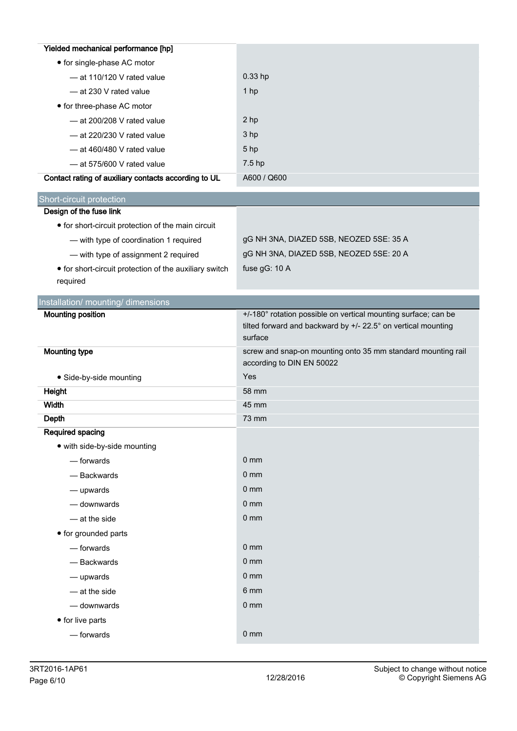| | |
|---|---|
| **Yielded mechanical performance [hp]** | |
| • for single-phase AC motor | |
| — at 110/120 V rated value | 0.33 hp |
| — at 230 V rated value | 1 hp |
| • for three-phase AC motor | |
| — at 200/208 V rated value | 2 hp |
| — at 220/230 V rated value | 3 hp |
| — at 460/480 V rated value | 5 hp |
| — at 575/600 V rated value | 7.5 hp |
| **Contact rating of auxiliary contacts according to UL** | A600 / Q600 |

## Short-circuit protection

| | |
|---|---|
| **Design of the fuse link** | |
| • for short-circuit protection of the main circuit | |
| — with type of coordination 1 required | gG NH 3NA, DIAZED 5SB, NEOZED 5SE: 35 A |
| — with type of assignment 2 required | gG NH 3NA, DIAZED 5SB, NEOZED 5SE: 20 A |
| • for short-circuit protection of the auxiliary switch required | fuse gG: 10 A |

## Installation/ mounting/ dimensions

| | |
|---|---|
| **Mounting position** | +/-180° rotation possible on vertical mounting surface; can be tilted forward and backward by +/- 22.5° on vertical mounting surface |
| **Mounting type** | screw and snap-on mounting onto 35 mm standard mounting rail according to DIN EN 50022 |
| • Side-by-side mounting | Yes |
| **Height** | 58 mm |
| **Width** | 45 mm |
| **Depth** | 73 mm |
| **Required spacing** | |
| • with side-by-side mounting | |
| — forwards | 0 mm |
| — Backwards | 0 mm |
| — upwards | 0 mm |
| — downwards | 0 mm |
| — at the side | 0 mm |
| • for grounded parts | |
| — forwards | 0 mm |
| — Backwards | 0 mm |
| — upwards | 0 mm |
| — at the side | 6 mm |
| — downwards | 0 mm |
| • for live parts | |
| — forwards | 0 mm |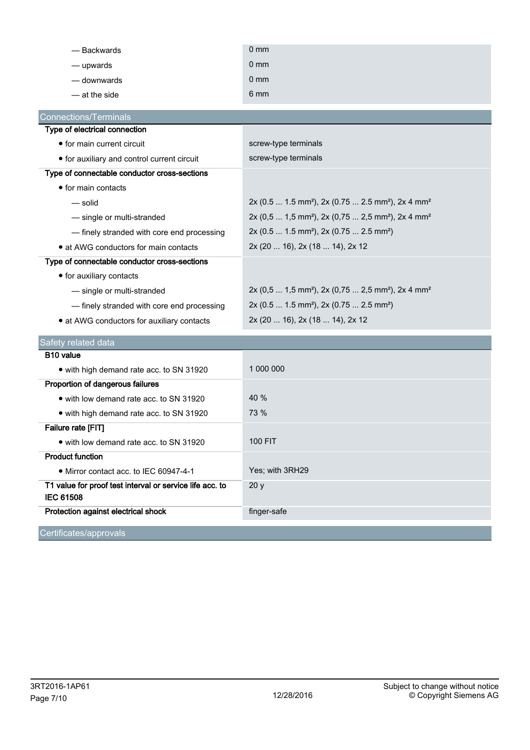| | |
|---|---|
| — Backwards | 0 mm |
| — upwards | 0 mm |
| — downwards | 0 mm |
| — at the side | 6 mm |

## Connections/Terminals

| | |
|---|---|
| **Type of electrical connection** | |
| • for main current circuit | screw-type terminals |
| • for auxiliary and control current circuit | screw-type terminals |
| **Type of connectable conductor cross-sections** | |
| • for main contacts | |
| — solid | 2x (0.5 ... 1.5 mm²), 2x (0.75 ... 2.5 mm²), 2x 4 mm² |
| — single or multi-stranded | 2x (0,5 ... 1,5 mm²), 2x (0,75 ... 2,5 mm²), 2x 4 mm² |
| — finely stranded with core end processing | 2x (0.5 ... 1.5 mm²), 2x (0.75 ... 2.5 mm²) |
| • at AWG conductors for main contacts | 2x (20 ... 16), 2x (18 ... 14), 2x 12 |
| **Type of connectable conductor cross-sections** | |
| • for auxiliary contacts | |
| — single or multi-stranded | 2x (0,5 ... 1,5 mm²), 2x (0,75 ... 2,5 mm²), 2x 4 mm² |
| — finely stranded with core end processing | 2x (0.5 ... 1.5 mm²), 2x (0.75 ... 2.5 mm²) |
| • at AWG conductors for auxiliary contacts | 2x (20 ... 16), 2x (18 ... 14), 2x 12 |

## Safety related data

| | |
|---|---|
| **B10 value** | |
| • with high demand rate acc. to SN 31920 | 1 000 000 |
| **Proportion of dangerous failures** | |
| • with low demand rate acc. to SN 31920 | 40 % |
| • with high demand rate acc. to SN 31920 | 73 % |
| **Failure rate [FIT]** | |
| • with low demand rate acc. to SN 31920 | 100 FIT |
| **Product function** | |
| • Mirror contact acc. to IEC 60947-4-1 | Yes; with 3RH29 |
| **T1 value for proof test interval or service life acc. to IEC 61508** | 20 y |
| **Protection against electrical shock** | finger-safe |

## Certificates/approvals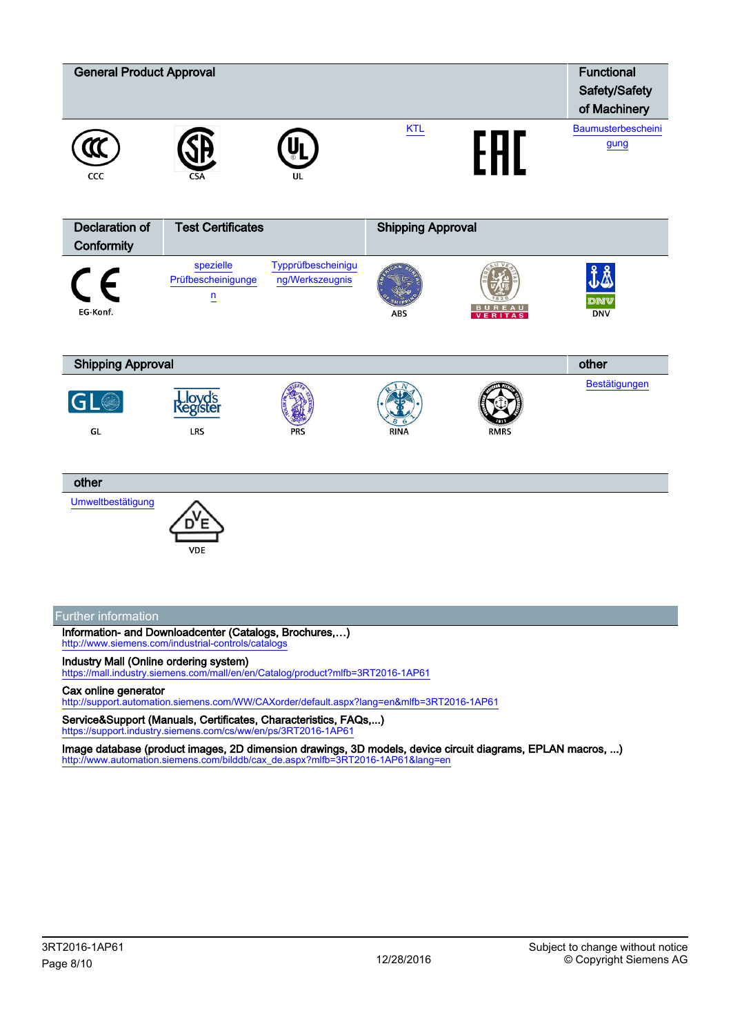| General Product Approval | | | | | Functional Safety/Safety of Machinery |
|---|---|---|---|---|---|
| CCC | CSA | UL | KTL | EAC | Baumusterbescheinigung |

| Declaration of Conformity | Test Certificates | | Shipping Approval | | |
|---|---|---|---|---|---|
| EG-Konf. | spezielle Prüfbescheinigungen | Typprüfbescheinigung/Werkszeugnis | ABS | BUREAU VERITAS | DNV |

| Shipping Approval | | | | | other |
|---|---|---|---|---|---|
| GL | LRS | PRS | RINA | RMRS | Bestätigungen |

| other | |
|---|---|
| Umweltbestätigung | VDE |

## Further information

**Information- and Downloadcenter (Catalogs, Brochures,…)**
http://www.siemens.com/industrial-controls/catalogs

**Industry Mall (Online ordering system)**
https://mall.industry.siemens.com/mall/en/en/Catalog/product?mlfb=3RT2016-1AP61

**Cax online generator**
http://support.automation.siemens.com/WW/CAXorder/default.aspx?lang=en&mlfb=3RT2016-1AP61

**Service&Support (Manuals, Certificates, Characteristics, FAQs,...)**
https://support.industry.siemens.com/cs/ww/en/ps/3RT2016-1AP61

**Image database (product images, 2D dimension drawings, 3D models, device circuit diagrams, EPLAN macros, ...)**
http://www.automation.siemens.com/bilddb/cax_de.aspx?mlfb=3RT2016-1AP61&lang=en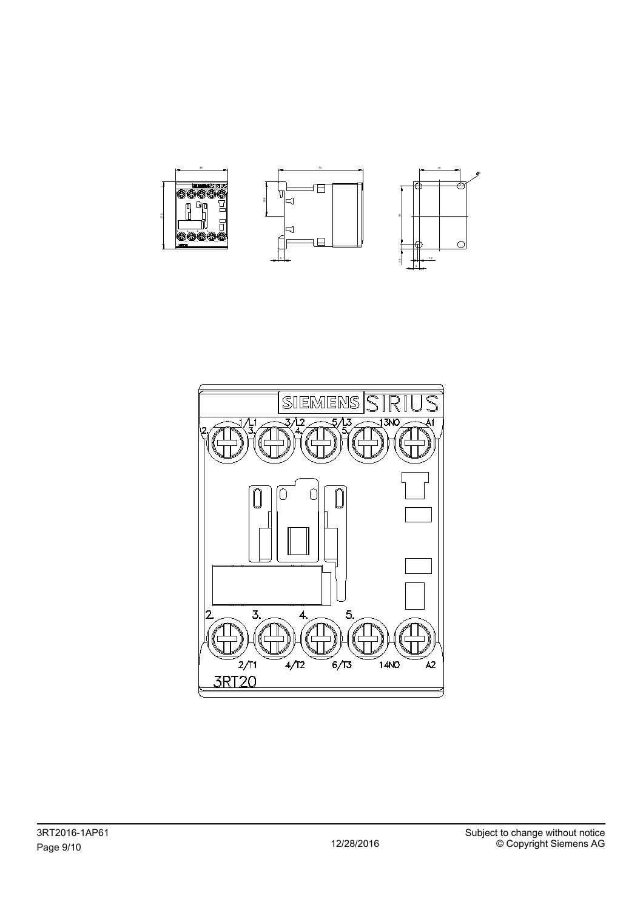SIEMENS SIRIUS

1/L1 3/L2 5/L3 13NO A1

2/T1 4/T2 6/T3 14NO A2

3RT20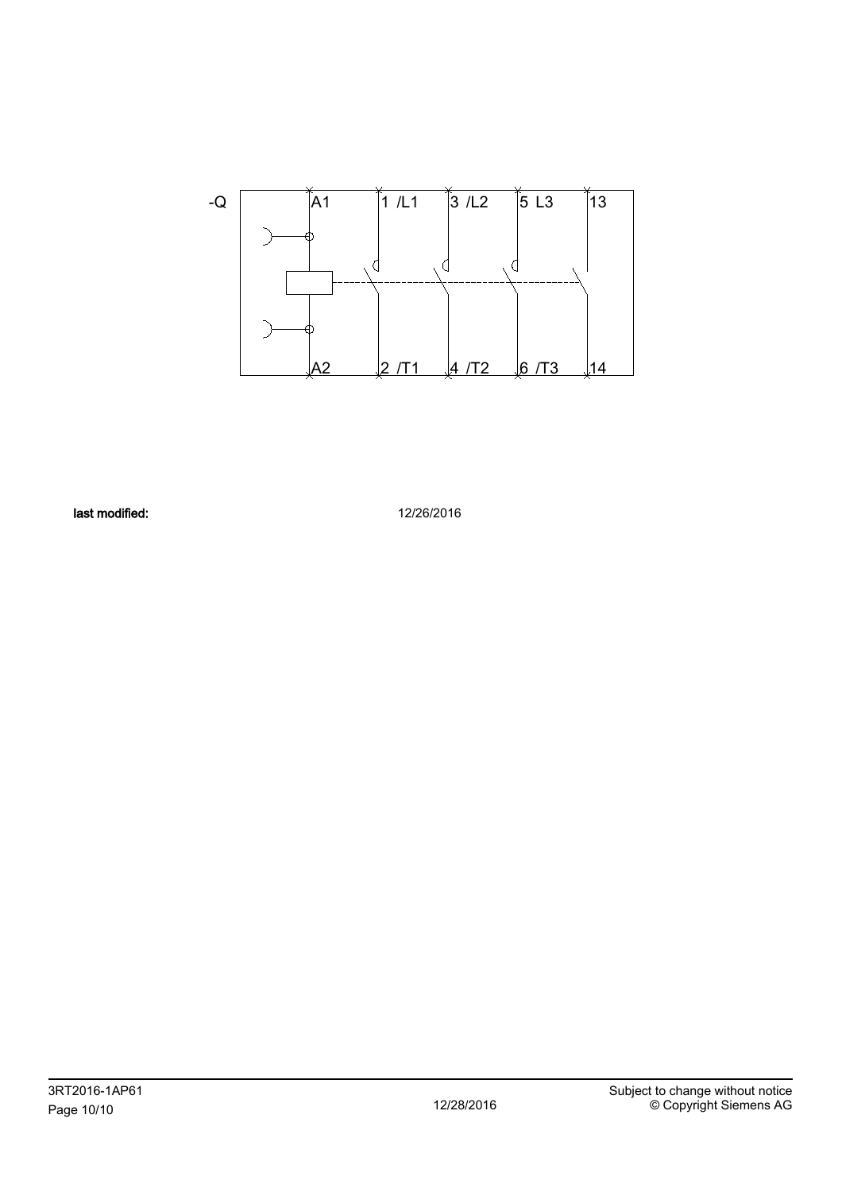-Q

A1 1 /L1 3 /L2 5 L3 13

A2 2 /T1 4 /T2 6 /T3 14

**last modified:** 12/26/2016